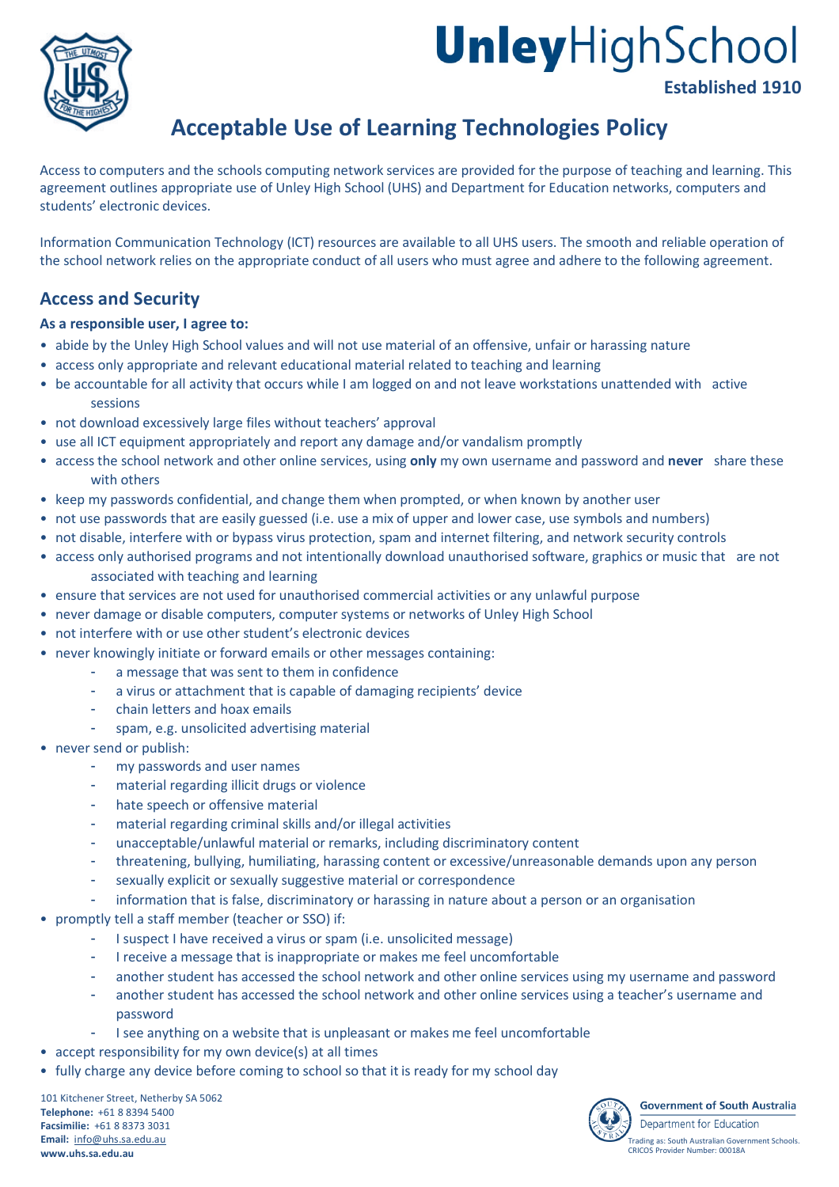# Unley High School

**Established 1910**

## Acceptable Use of Learning Technologies Policy

Access to computers and the schools computing network services are provided for the purpose of teaching and learning. This agreement outlines appropriate use of Unley High School (UHS) and Department for Education networks, computers and students' electronic devices.

Information Communication Technology (ICT) resources are available to all UHS users. The smooth and reliable operation of the school network relies on the appropriate conduct of all users who must agree and adhere to the following agreement.

### Access and Security

**As a responsible user, I agree to:**

- abide by the Unley High School values and will not use material of an offensive, unfair or harassing nature
- access only appropriate and relevant educational material related to teaching and learning
- be accountable for all activity that occurs while I am logged on and not leave workstations unattended with active sessions
- not download excessively large files without teachers' approval
- use all ICT equipment appropriately and report any damage and/or vandalism promptly
- access the school network and other online services, using **only** my own username and password and **never** share these with others
- keep my passwords confidential, and change them when prompted, or when known by another user
- not use passwords that are easily guessed (i.e. use a mix of upper and lower case, use symbols and numbers)
- not disable, interfere with or bypass virus protection, spam and internet filtering, and network security controls
- access only authorised programs and not intentionally download unauthorised software, graphics or music that are not associated with teaching and learning
- ensure that services are not used for unauthorised commercial activities or any unlawful purpose
- never damage or disable computers, computer systems or networks of Unley High School
- not interfere with or use other student's electronic devices
- never knowingly initiate or forward emails or other messages containing:
  - a message that was sent to them in confidence
  - a virus or attachment that is capable of damaging recipients' device
  - chain letters and hoax emails
  - spam, e.g. unsolicited advertising material
- never send or publish:
  - my passwords and user names
  - material regarding illicit drugs or violence
  - hate speech or offensive material
  - material regarding criminal skills and/or illegal activities
  - unacceptable/unlawful material or remarks, including discriminatory content
  - threatening, bullying, humiliating, harassing content or excessive/unreasonable demands upon any person
  - sexually explicit or sexually suggestive material or correspondence
  - information that is false, discriminatory or harassing in nature about a person or an organisation
- promptly tell a staff member (teacher or SSO) if:
  - I suspect I have received a virus or spam (i.e. unsolicited message)
  - I receive a message that is inappropriate or makes me feel uncomfortable
  - another student has accessed the school network and other online services using my username and password
  - another student has accessed the school network and other online services using a teacher's username and password
  - I see anything on a website that is unpleasant or makes me feel uncomfortable
- accept responsibility for my own device(s) at all times
- fully charge any device before coming to school so that it is ready for my school day

101 Kitchener Street, Netherby SA 5062
**Telephone:** +61 8 8394 5400
**Facsimilie:** +61 8 8373 3031
**Email:** info@uhs.sa.edu.au
**www.uhs.sa.edu.au**

**Government of South Australia**
Department for Education
Trading as: South Australian Government Schools.
CRICOS Provider Number: 00018A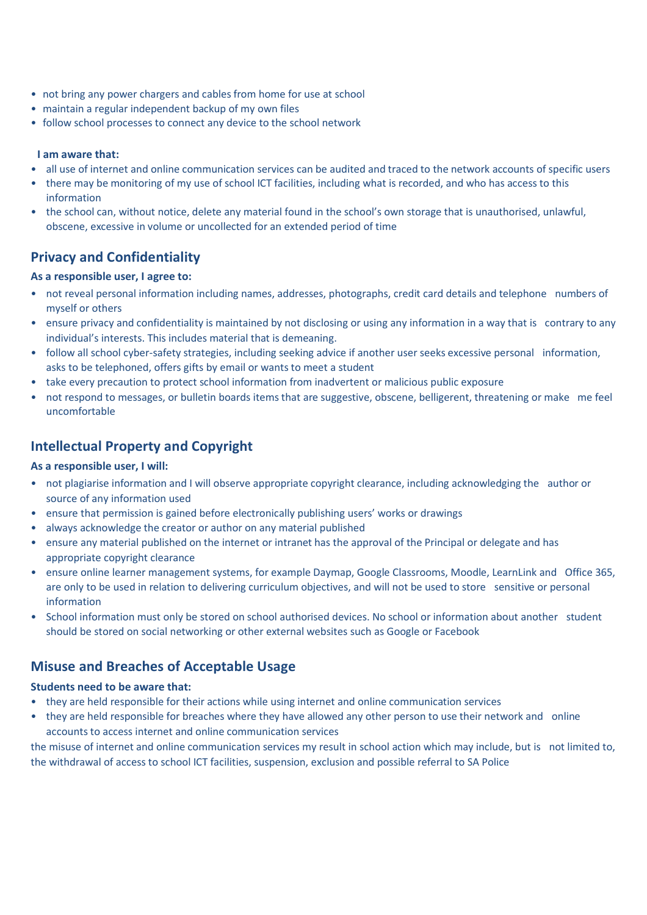- not bring any power chargers and cables from home for use at school
- maintain a regular independent backup of my own files
- follow school processes to connect any device to the school network

**I am aware that:**

- all use of internet and online communication services can be audited and traced to the network accounts of specific users
- there may be monitoring of my use of school ICT facilities, including what is recorded, and who has access to this information
- the school can, without notice, delete any material found in the school's own storage that is unauthorised, unlawful, obscene, excessive in volume or uncollected for an extended period of time

## Privacy and Confidentiality

**As a responsible user, I agree to:**

- not reveal personal information including names, addresses, photographs, credit card details and telephone numbers of myself or others
- ensure privacy and confidentiality is maintained by not disclosing or using any information in a way that is contrary to any individual's interests. This includes material that is demeaning.
- follow all school cyber-safety strategies, including seeking advice if another user seeks excessive personal information, asks to be telephoned, offers gifts by email or wants to meet a student
- take every precaution to protect school information from inadvertent or malicious public exposure
- not respond to messages, or bulletin boards items that are suggestive, obscene, belligerent, threatening or make me feel uncomfortable

## Intellectual Property and Copyright

**As a responsible user, I will:**

- not plagiarise information and I will observe appropriate copyright clearance, including acknowledging the author or source of any information used
- ensure that permission is gained before electronically publishing users' works or drawings
- always acknowledge the creator or author on any material published
- ensure any material published on the internet or intranet has the approval of the Principal or delegate and has appropriate copyright clearance
- ensure online learner management systems, for example Daymap, Google Classrooms, Moodle, LearnLink and Office 365, are only to be used in relation to delivering curriculum objectives, and will not be used to store sensitive or personal information
- School information must only be stored on school authorised devices. No school or information about another student should be stored on social networking or other external websites such as Google or Facebook

## Misuse and Breaches of Acceptable Usage

**Students need to be aware that:**

- they are held responsible for their actions while using internet and online communication services
- they are held responsible for breaches where they have allowed any other person to use their network and online accounts to access internet and online communication services

the misuse of internet and online communication services my result in school action which may include, but is not limited to, the withdrawal of access to school ICT facilities, suspension, exclusion and possible referral to SA Police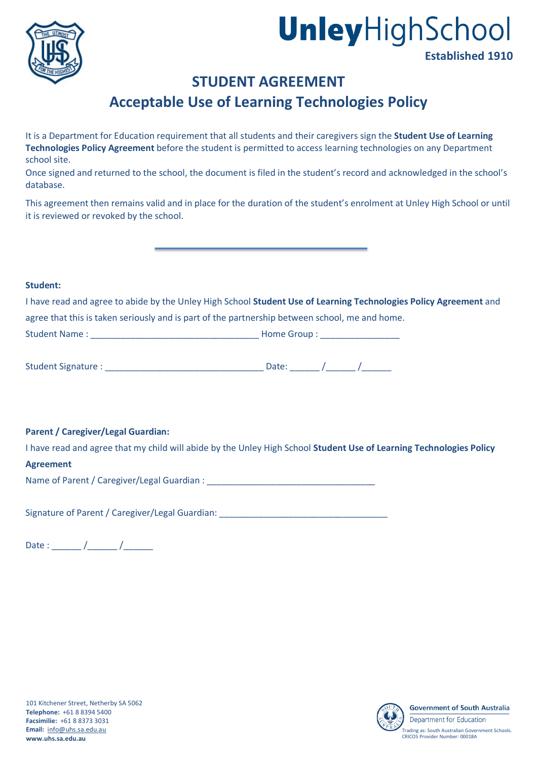UnleyHighSchool

Established 1910

# STUDENT AGREEMENT
## Acceptable Use of Learning Technologies Policy

It is a Department for Education requirement that all students and their caregivers sign the **Student Use of Learning Technologies Policy Agreement** before the student is permitted to access learning technologies on any Department school site.

Once signed and returned to the school, the document is filed in the student's record and acknowledged in the school's database.

This agreement then remains valid and in place for the duration of the student's enrolment at Unley High School or until it is reviewed or revoked by the school.

---

**Student:**

I have read and agree to abide by the Unley High School **Student Use of Learning Technologies Policy Agreement** and agree that this is taken seriously and is part of the partnership between school, me and home.

Student Name : __________________________________ Home Group : ________________

Student Signature : ________________________________ Date: ______ /______ /______

**Parent / Caregiver/Legal Guardian:**

I have read and agree that my child will abide by the Unley High School **Student Use of Learning Technologies Policy Agreement**

Name of Parent / Caregiver/Legal Guardian : __________________________________

Signature of Parent / Caregiver/Legal Guardian: __________________________________

Date : ______ /______ /______

101 Kitchener Street, Netherby SA 5062
**Telephone:** +61 8 8394 5400
**Facsimilie:** +61 8 8373 3031
**Email:** info@uhs.sa.edu.au
**www.uhs.sa.edu.au**

**Government of South Australia**
Department for Education
Trading as: South Australian Government Schools.
CRICOS Provider Number: 00018A